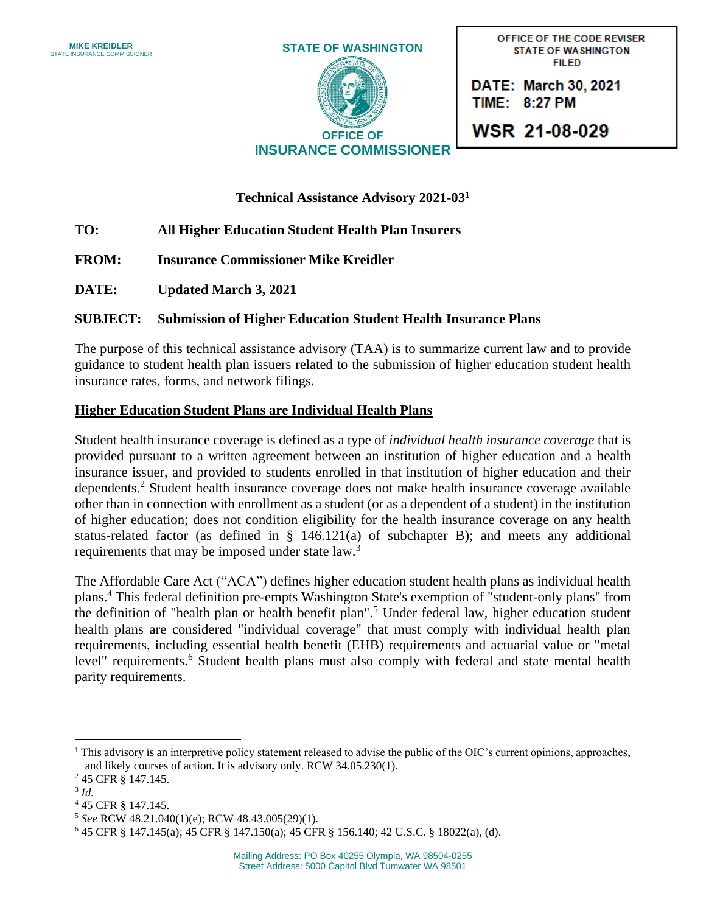MIKE KREIDLER
STATE INSURANCE COMMISSIONER

STATE OF WASHINGTON

OFFICE OF
INSURANCE COMMISSIONER

OFFICE OF THE CODE REVISER
STATE OF WASHINGTON
FILED

DATE: March 30, 2021
TIME: 8:27 PM

WSR 21-08-029

**Technical Assistance Advisory 2021-03**[1]

**TO:** **All Higher Education Student Health Plan Insurers**

**FROM:** **Insurance Commissioner Mike Kreidler**

**DATE:** **Updated March 3, 2021**

**SUBJECT:** **Submission of Higher Education Student Health Insurance Plans**

The purpose of this technical assistance advisory (TAA) is to summarize current law and to provide guidance to student health plan issuers related to the submission of higher education student health insurance rates, forms, and network filings.

## Higher Education Student Plans are Individual Health Plans

Student health insurance coverage is defined as a type of *individual health insurance coverage* that is provided pursuant to a written agreement between an institution of higher education and a health insurance issuer, and provided to students enrolled in that institution of higher education and their dependents.[2] Student health insurance coverage does not make health insurance coverage available other than in connection with enrollment as a student (or as a dependent of a student) in the institution of higher education; does not condition eligibility for the health insurance coverage on any health status-related factor (as defined in § 146.121(a) of subchapter B); and meets any additional requirements that may be imposed under state law.[3]

The Affordable Care Act ("ACA") defines higher education student health plans as individual health plans.[4] This federal definition pre-empts Washington State's exemption of "student-only plans" from the definition of "health plan or health benefit plan".[5] Under federal law, higher education student health plans are considered "individual coverage" that must comply with individual health plan requirements, including essential health benefit (EHB) requirements and actuarial value or "metal level" requirements.[6] Student health plans must also comply with federal and state mental health parity requirements.

---

[1] This advisory is an interpretive policy statement released to advise the public of the OIC's current opinions, approaches, and likely courses of action. It is advisory only. RCW 34.05.230(1).

[2] 45 CFR § 147.145.

[3] *Id.*

[4] 45 CFR § 147.145.

[5] *See* RCW 48.21.040(1)(e); RCW 48.43.005(29)(1).

[6] 45 CFR § 147.145(a); 45 CFR § 147.150(a); 45 CFR § 156.140; 42 U.S.C. § 18022(a), (d).

Mailing Address: PO Box 40255 Olympia, WA 98504-0255
Street Address: 5000 Capitol Blvd Tumwater WA 98501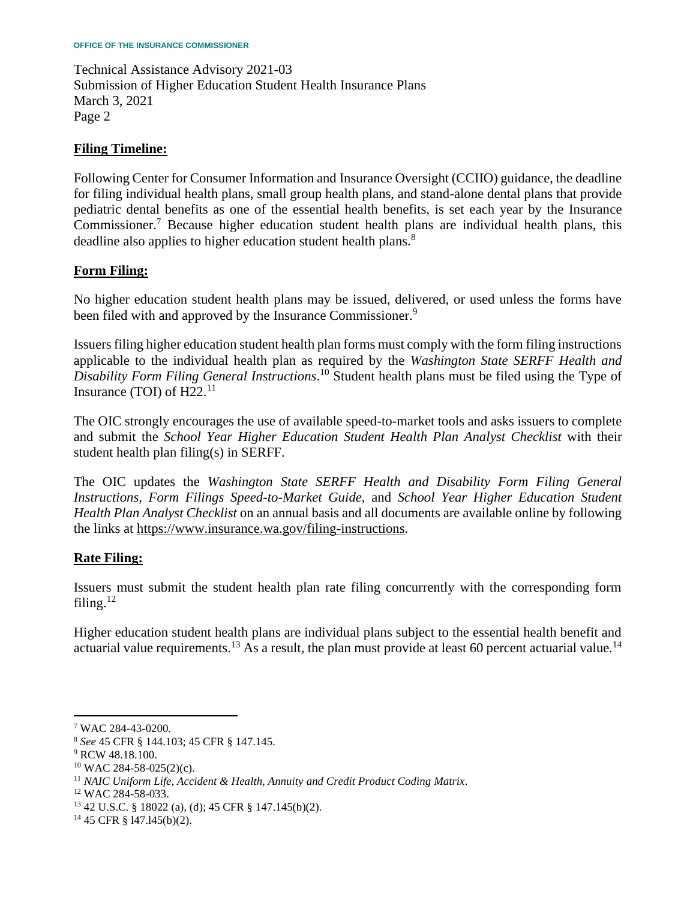## Filing Timeline:

Following Center for Consumer Information and Insurance Oversight (CCIIO) guidance, the deadline for filing individual health plans, small group health plans, and stand-alone dental plans that provide pediatric dental benefits as one of the essential health benefits, is set each year by the Insurance Commissioner.[7] Because higher education student health plans are individual health plans, this deadline also applies to higher education student health plans.[8]

## Form Filing:

No higher education student health plans may be issued, delivered, or used unless the forms have been filed with and approved by the Insurance Commissioner.[9]

Issuers filing higher education student health plan forms must comply with the form filing instructions applicable to the individual health plan as required by the *Washington State SERFF Health and Disability Form Filing General Instructions*.[10] Student health plans must be filed using the Type of Insurance (TOI) of H22.[11]

The OIC strongly encourages the use of available speed-to-market tools and asks issuers to complete and submit the *School Year Higher Education Student Health Plan Analyst Checklist* with their student health plan filing(s) in SERFF.

The OIC updates the *Washington State SERFF Health and Disability Form Filing General Instructions, Form Filings Speed-to-Market Guide,* and *School Year Higher Education Student Health Plan Analyst Checklist* on an annual basis and all documents are available online by following the links at https://www.insurance.wa.gov/filing-instructions.

## Rate Filing:

Issuers must submit the student health plan rate filing concurrently with the corresponding form filing.[12]

Higher education student health plans are individual plans subject to the essential health benefit and actuarial value requirements.[13] As a result, the plan must provide at least 60 percent actuarial value.[14]

---

[7] WAC 284-43-0200.
[8] *See* 45 CFR § 144.103; 45 CFR § 147.145.
[9] RCW 48.18.100.
[10] WAC 284-58-025(2)(c).
[11] *NAIC Uniform Life, Accident & Health, Annuity and Credit Product Coding Matrix*.
[12] WAC 284-58-033.
[13] 42 U.S.C. § 18022 (a), (d); 45 CFR § 147.145(b)(2).
[14] 45 CFR § l47.l45(b)(2).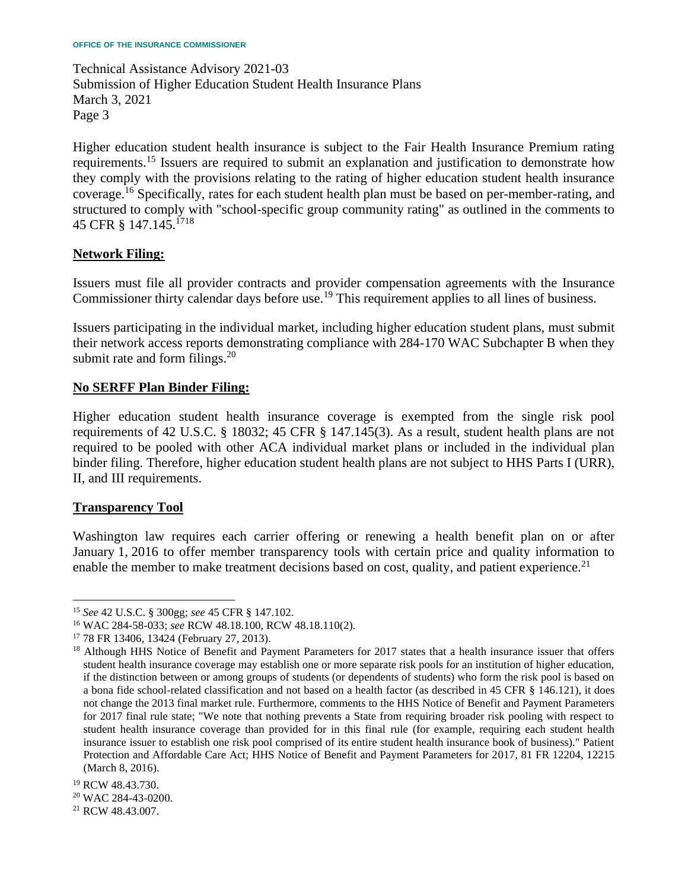Higher education student health insurance is subject to the Fair Health Insurance Premium rating requirements.[15] Issuers are required to submit an explanation and justification to demonstrate how they comply with the provisions relating to the rating of higher education student health insurance coverage.[16] Specifically, rates for each student health plan must be based on per-member-rating, and structured to comply with "school-specific group community rating" as outlined in the comments to 45 CFR § 147.145.[17][18]

**Network Filing:**

Issuers must file all provider contracts and provider compensation agreements with the Insurance Commissioner thirty calendar days before use.[19] This requirement applies to all lines of business.

Issuers participating in the individual market, including higher education student plans, must submit their network access reports demonstrating compliance with 284-170 WAC Subchapter B when they submit rate and form filings.[20]

**No SERFF Plan Binder Filing:**

Higher education student health insurance coverage is exempted from the single risk pool requirements of 42 U.S.C. § 18032; 45 CFR § 147.145(3). As a result, student health plans are not required to be pooled with other ACA individual market plans or included in the individual plan binder filing. Therefore, higher education student health plans are not subject to HHS Parts I (URR), II, and III requirements.

**Transparency Tool**

Washington law requires each carrier offering or renewing a health benefit plan on or after January 1, 2016 to offer member transparency tools with certain price and quality information to enable the member to make treatment decisions based on cost, quality, and patient experience.[21]

---

[15] *See* 42 U.S.C. § 300gg; *see* 45 CFR § 147.102.

[16] WAC 284-58-033; *see* RCW 48.18.100, RCW 48.18.110(2).

[17] 78 FR 13406, 13424 (February 27, 2013).

[18] Although HHS Notice of Benefit and Payment Parameters for 2017 states that a health insurance issuer that offers student health insurance coverage may establish one or more separate risk pools for an institution of higher education, if the distinction between or among groups of students (or dependents of students) who form the risk pool is based on a bona fide school-related classification and not based on a health factor (as described in 45 CFR § 146.121), it does not change the 2013 final market rule. Furthermore, comments to the HHS Notice of Benefit and Payment Parameters for 2017 final rule state; "We note that nothing prevents a State from requiring broader risk pooling with respect to student health insurance coverage than provided for in this final rule (for example, requiring each student health insurance issuer to establish one risk pool comprised of its entire student health insurance book of business)." Patient Protection and Affordable Care Act; HHS Notice of Benefit and Payment Parameters for 2017, 81 FR 12204, 12215 (March 8, 2016).

[19] RCW 48.43.730.

[20] WAC 284-43-0200.

[21] RCW 48.43.007.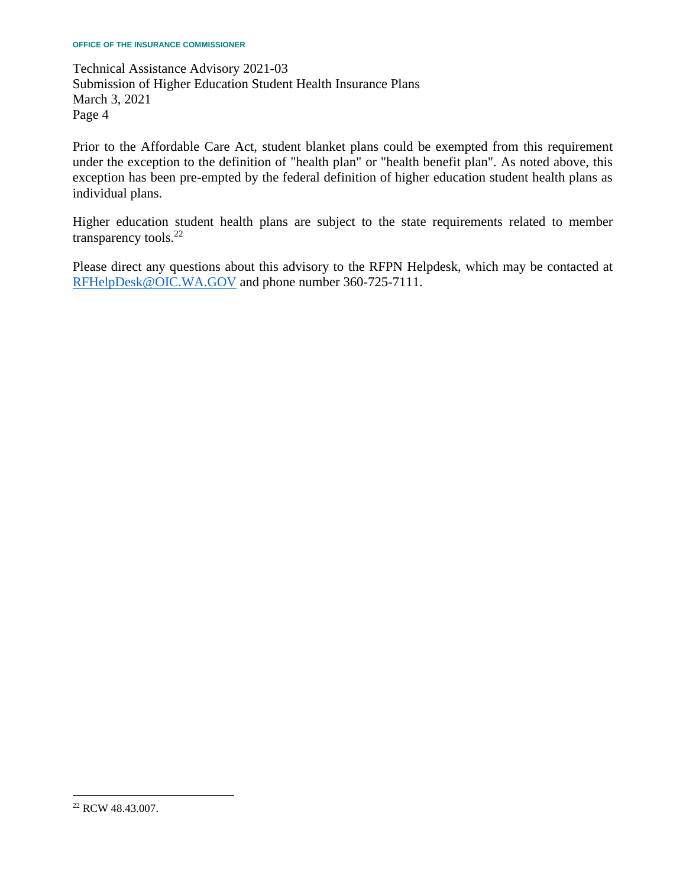Prior to the Affordable Care Act, student blanket plans could be exempted from this requirement under the exception to the definition of "health plan" or "health benefit plan". As noted above, this exception has been pre-empted by the federal definition of higher education student health plans as individual plans.

Higher education student health plans are subject to the state requirements related to member transparency tools.[22]

Please direct any questions about this advisory to the RFPN Helpdesk, which may be contacted at [RFHelpDesk@OIC.WA.GOV](mailto:RFHelpDesk@OIC.WA.GOV) and phone number 360-725-7111.

---

[22] RCW 48.43.007.